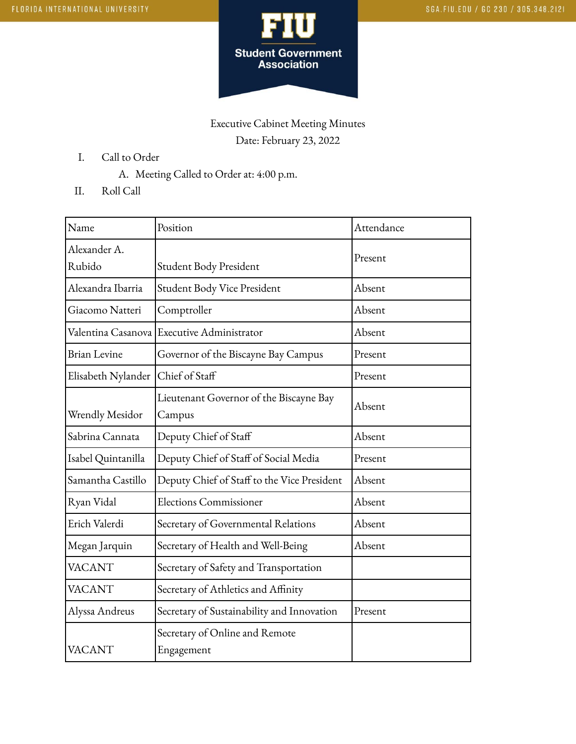Executive Cabinet Meeting Minutes

Date: February 23, 2022

I. Call to Order
   A. Meeting Called to Order at: 4:00 p.m.

II. Roll Call

| Name | Position | Attendance |
|---|---|---|
| Alexander A. Rubido | Student Body President | Present |
| Alexandra Ibarria | Student Body Vice President | Absent |
| Giacomo Natteri | Comptroller | Absent |
| Valentina Casanova | Executive Administrator | Absent |
| Brian Levine | Governor of the Biscayne Bay Campus | Present |
| Elisabeth Nylander | Chief of Staff | Present |
| Wrendly Mesidor | Lieutenant Governor of the Biscayne Bay Campus | Absent |
| Sabrina Cannata | Deputy Chief of Staff | Absent |
| Isabel Quintanilla | Deputy Chief of Staff of Social Media | Present |
| Samantha Castillo | Deputy Chief of Staff to the Vice President | Absent |
| Ryan Vidal | Elections Commissioner | Absent |
| Erich Valerdi | Secretary of Governmental Relations | Absent |
| Megan Jarquin | Secretary of Health and Well-Being | Absent |
| VACANT | Secretary of Safety and Transportation | |
| VACANT | Secretary of Athletics and Affinity | |
| Alyssa Andreus | Secretary of Sustainability and Innovation | Present |
| VACANT | Secretary of Online and Remote Engagement | |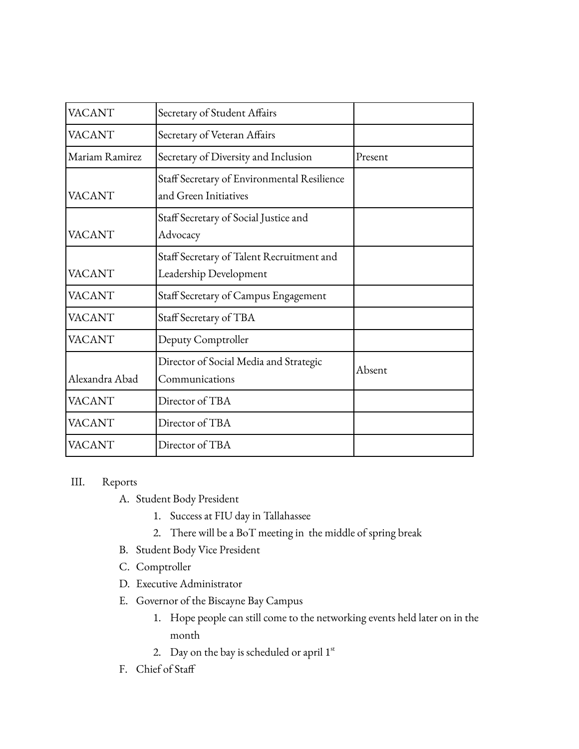| VACANT | Secretary of Student Affairs | |
|---|---|---|
| VACANT | Secretary of Veteran Affairs | |
| Mariam Ramirez | Secretary of Diversity and Inclusion | Present |
| VACANT | Staff Secretary of Environmental Resilience and Green Initiatives | |
| VACANT | Staff Secretary of Social Justice and Advocacy | |
| VACANT | Staff Secretary of Talent Recruitment and Leadership Development | |
| VACANT | Staff Secretary of Campus Engagement | |
| VACANT | Staff Secretary of TBA | |
| VACANT | Deputy Comptroller | |
| Alexandra Abad | Director of Social Media and Strategic Communications | Absent |
| VACANT | Director of TBA | |
| VACANT | Director of TBA | |
| VACANT | Director of TBA | |

III. Reports

A. Student Body President
   1. Success at FIU day in Tallahassee
   2. There will be a BoT meeting in the middle of spring break

B. Student Body Vice President

C. Comptroller

D. Executive Administrator

E. Governor of the Biscayne Bay Campus
   1. Hope people can still come to the networking events held later on in the month
   2. Day on the bay is scheduled or april 1st

F. Chief of Staff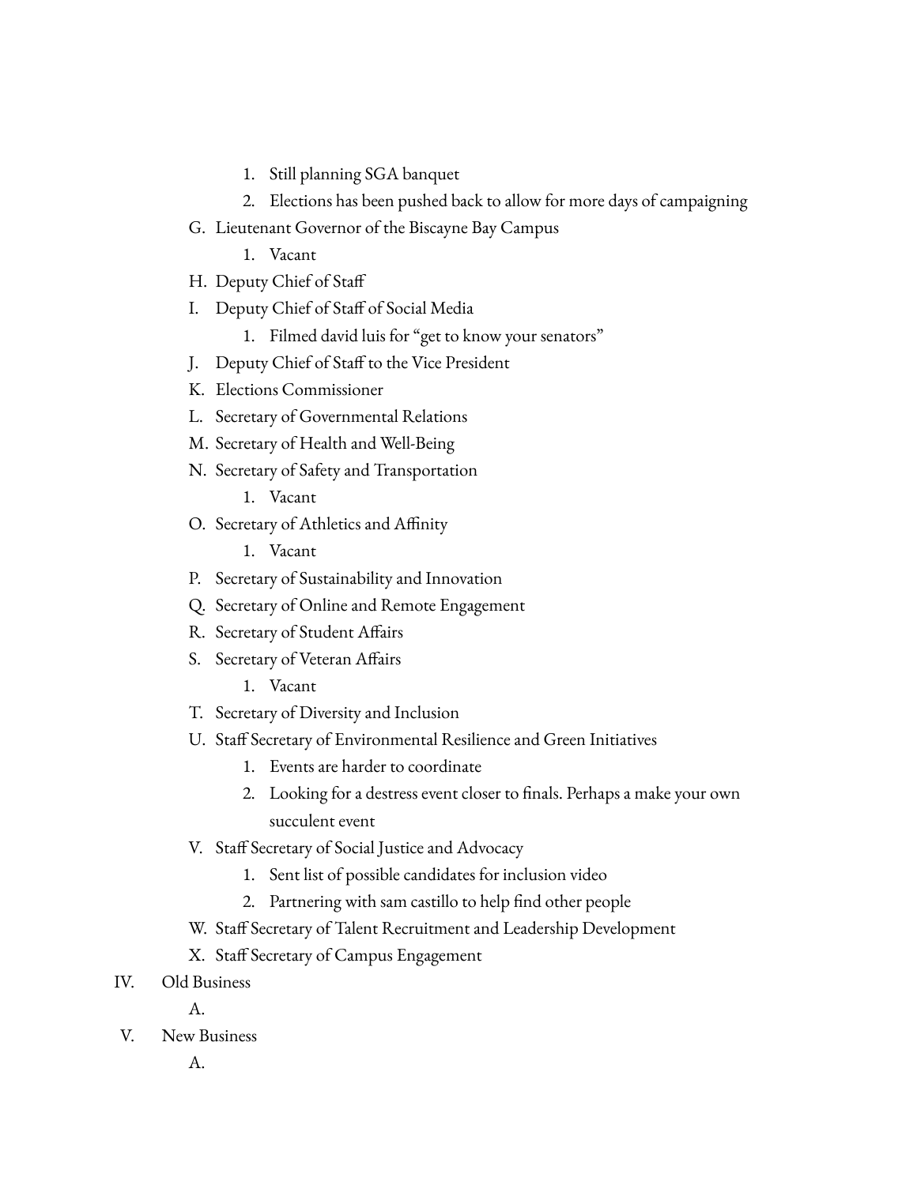1. Still planning SGA banquet
2. Elections has been pushed back to allow for more days of campaigning

G. Lieutenant Governor of the Biscayne Bay Campus
   1. Vacant

H. Deputy Chief of Staff

I. Deputy Chief of Staff of Social Media
   1. Filmed david luis for "get to know your senators"

J. Deputy Chief of Staff to the Vice President

K. Elections Commissioner

L. Secretary of Governmental Relations

M. Secretary of Health and Well-Being

N. Secretary of Safety and Transportation
   1. Vacant

O. Secretary of Athletics and Affinity
   1. Vacant

P. Secretary of Sustainability and Innovation

Q. Secretary of Online and Remote Engagement

R. Secretary of Student Affairs

S. Secretary of Veteran Affairs
   1. Vacant

T. Secretary of Diversity and Inclusion

U. Staff Secretary of Environmental Resilience and Green Initiatives
   1. Events are harder to coordinate
   2. Looking for a destress event closer to finals. Perhaps a make your own succulent event

V. Staff Secretary of Social Justice and Advocacy
   1. Sent list of possible candidates for inclusion video
   2. Partnering with sam castillo to help find other people

W. Staff Secretary of Talent Recruitment and Leadership Development

X. Staff Secretary of Campus Engagement

IV. Old Business

A.

V. New Business

A.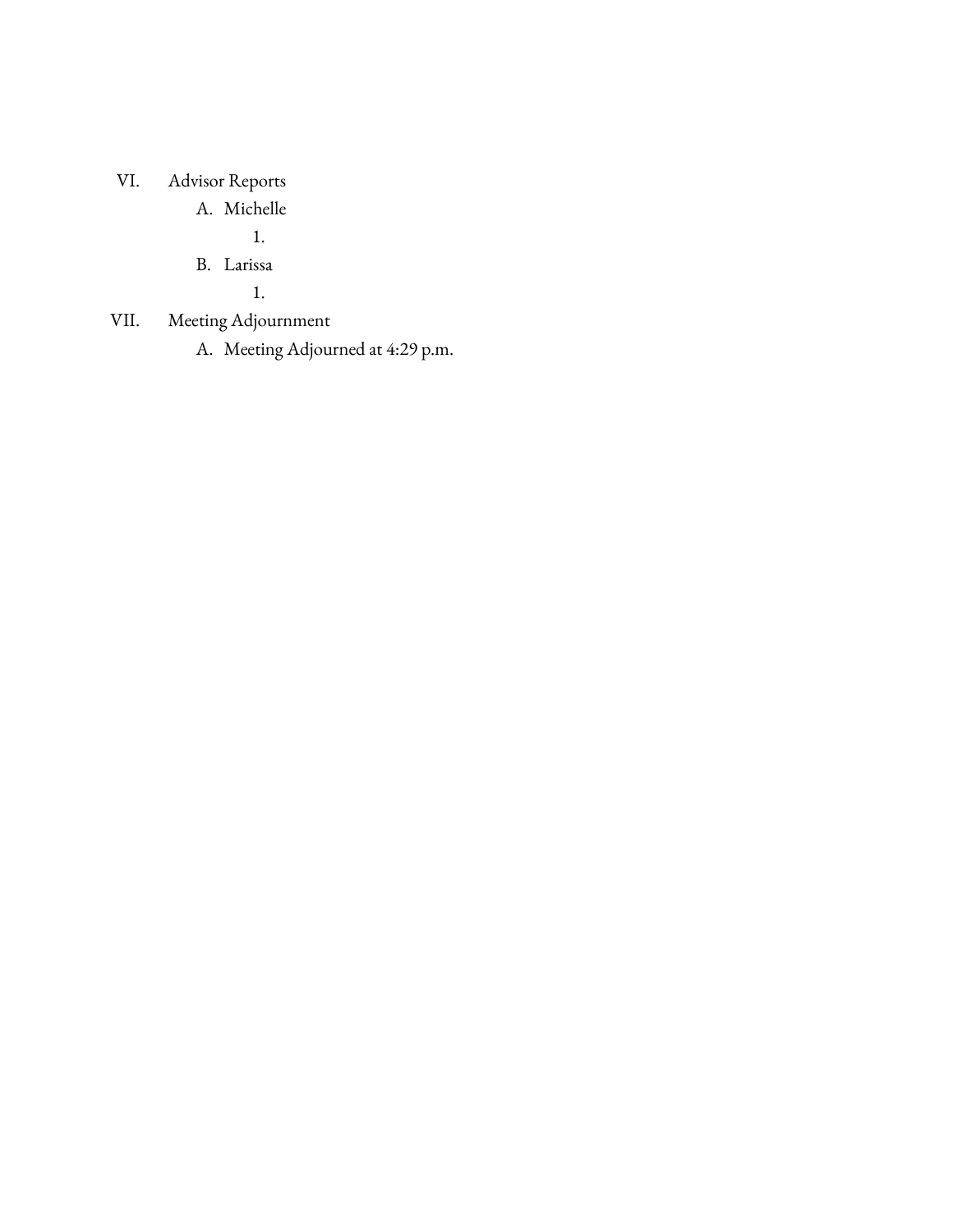VI. Advisor Reports
   A. Michelle
      1.
   B. Larissa
      1.

VII. Meeting Adjournment
   A. Meeting Adjourned at 4:29 p.m.